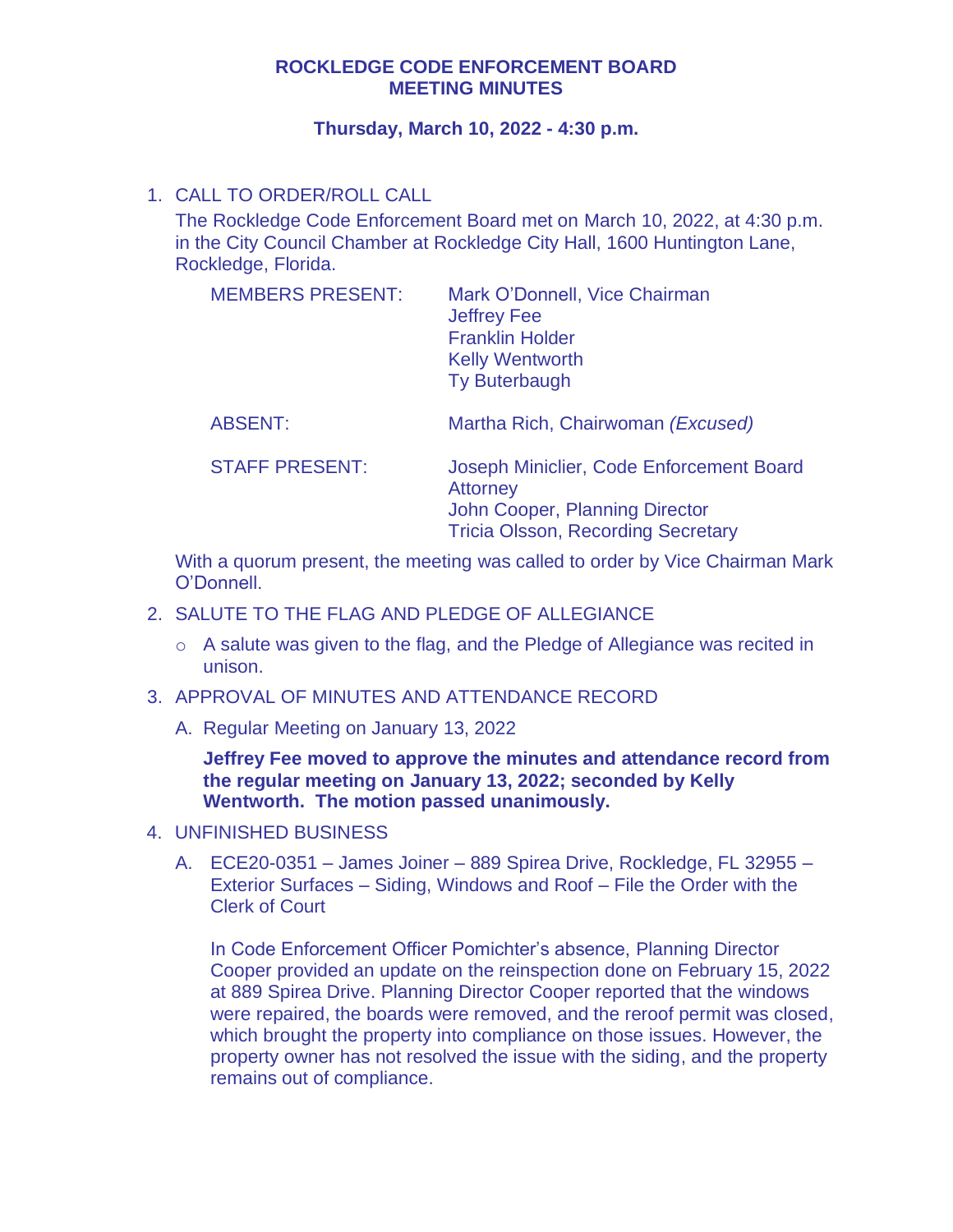# ROCKLEDGE CODE ENFORCEMENT BOARD
# MEETING MINUTES

**Thursday, March 10, 2022 - 4:30 p.m.**

1. CALL TO ORDER/ROLL CALL

   The Rockledge Code Enforcement Board met on March 10, 2022, at 4:30 p.m. in the City Council Chamber at Rockledge City Hall, 1600 Huntington Lane, Rockledge, Florida.

   | | |
   |---|---|
   | MEMBERS PRESENT: | Mark O'Donnell, Vice Chairman<br>Jeffrey Fee<br>Franklin Holder<br>Kelly Wentworth<br>Ty Buterbaugh |
   | ABSENT: | Martha Rich, Chairwoman *(Excused)* |
   | STAFF PRESENT: | Joseph Miniclier, Code Enforcement Board Attorney<br>John Cooper, Planning Director<br>Tricia Olsson, Recording Secretary |

   With a quorum present, the meeting was called to order by Vice Chairman Mark O'Donnell.

2. SALUTE TO THE FLAG AND PLEDGE OF ALLEGIANCE

   - A salute was given to the flag, and the Pledge of Allegiance was recited in unison.

3. APPROVAL OF MINUTES AND ATTENDANCE RECORD

   A. Regular Meeting on January 13, 2022

   **Jeffrey Fee moved to approve the minutes and attendance record from the regular meeting on January 13, 2022; seconded by Kelly Wentworth. The motion passed unanimously.**

4. UNFINISHED BUSINESS

   A. ECE20-0351 – James Joiner – 889 Spirea Drive, Rockledge, FL 32955 – Exterior Surfaces – Siding, Windows and Roof – File the Order with the Clerk of Court

   In Code Enforcement Officer Pomichter's absence, Planning Director Cooper provided an update on the reinspection done on February 15, 2022 at 889 Spirea Drive. Planning Director Cooper reported that the windows were repaired, the boards were removed, and the reroof permit was closed, which brought the property into compliance on those issues. However, the property owner has not resolved the issue with the siding, and the property remains out of compliance.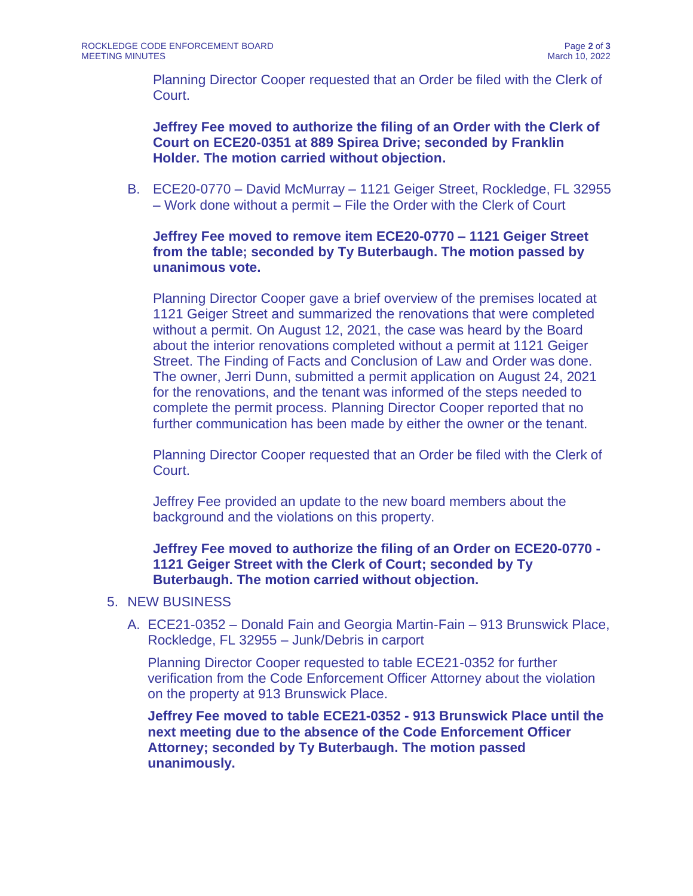Planning Director Cooper requested that an Order be filed with the Clerk of Court.

**Jeffrey Fee moved to authorize the filing of an Order with the Clerk of Court on ECE20-0351 at 889 Spirea Drive; seconded by Franklin Holder. The motion carried without objection.**

B. ECE20-0770 – David McMurray – 1121 Geiger Street, Rockledge, FL 32955 – Work done without a permit – File the Order with the Clerk of Court

**Jeffrey Fee moved to remove item ECE20-0770 – 1121 Geiger Street from the table; seconded by Ty Buterbaugh. The motion passed by unanimous vote.**

Planning Director Cooper gave a brief overview of the premises located at 1121 Geiger Street and summarized the renovations that were completed without a permit. On August 12, 2021, the case was heard by the Board about the interior renovations completed without a permit at 1121 Geiger Street. The Finding of Facts and Conclusion of Law and Order was done. The owner, Jerri Dunn, submitted a permit application on August 24, 2021 for the renovations, and the tenant was informed of the steps needed to complete the permit process. Planning Director Cooper reported that no further communication has been made by either the owner or the tenant.

Planning Director Cooper requested that an Order be filed with the Clerk of Court.

Jeffrey Fee provided an update to the new board members about the background and the violations on this property.

**Jeffrey Fee moved to authorize the filing of an Order on ECE20-0770 - 1121 Geiger Street with the Clerk of Court; seconded by Ty Buterbaugh. The motion carried without objection.**

5. NEW BUSINESS

A. ECE21-0352 – Donald Fain and Georgia Martin-Fain – 913 Brunswick Place, Rockledge, FL 32955 – Junk/Debris in carport

Planning Director Cooper requested to table ECE21-0352 for further verification from the Code Enforcement Officer Attorney about the violation on the property at 913 Brunswick Place.

**Jeffrey Fee moved to table ECE21-0352 - 913 Brunswick Place until the next meeting due to the absence of the Code Enforcement Officer Attorney; seconded by Ty Buterbaugh. The motion passed unanimously.**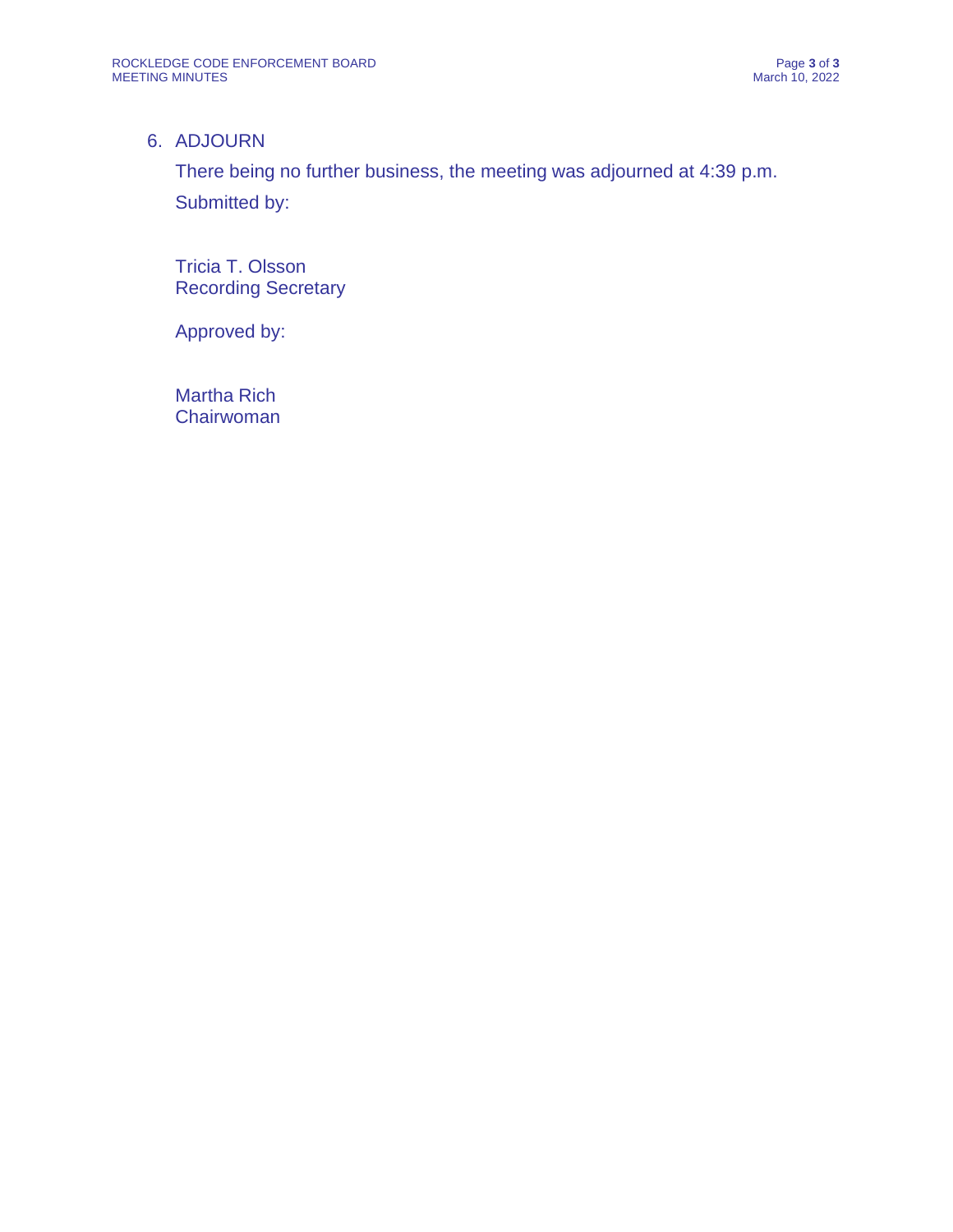6. ADJOURN

   There being no further business, the meeting was adjourned at 4:39 p.m.

   Submitted by:

   Tricia T. Olsson
   Recording Secretary

   Approved by:

   Martha Rich
   Chairwoman